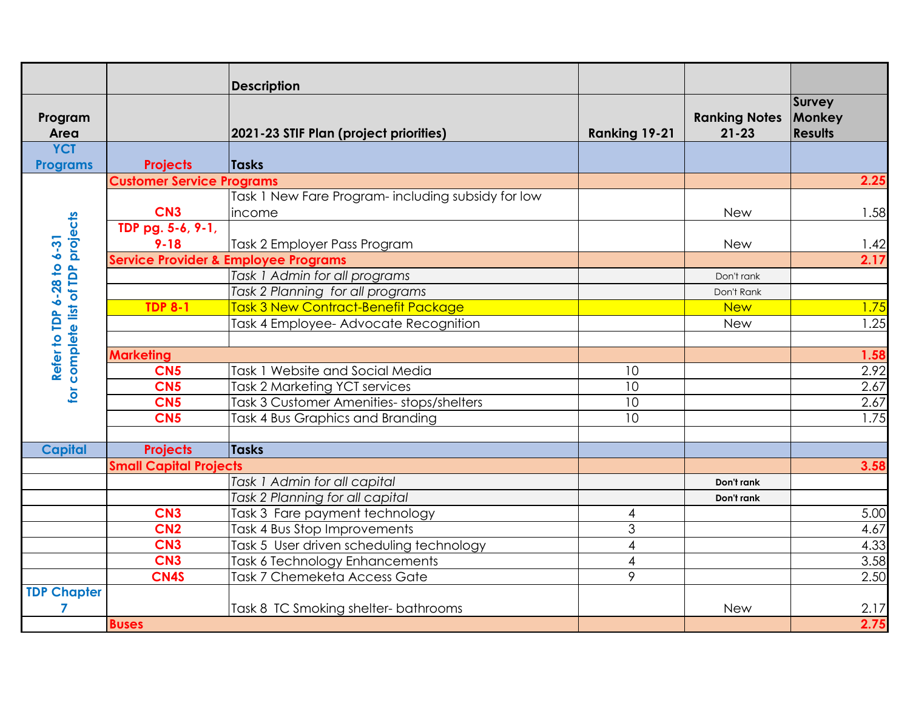| Program Area | | Description 2021-23 STIF Plan (project priorities) | Ranking 19-21 | Ranking Notes 21-23 | Survey Monkey Results |
|---|---|---|---|---|---|
| YCT Programs | Projects | Tasks | | | |
| Refer to TDP 6-28 to 6-31 for complete list of TDP projects | Customer Service Programs | | | | 2.25 |
| | CN3 | Task 1 New Fare Program- including subsidy for low income | | New | 1.58 |
| | TDP pg. 5-6, 9-1, 9-18 | Task 2 Employer Pass Program | | New | 1.42 |
| | Service Provider & Employee Programs | | | | 2.17 |
| | | *Task 1 Admin for all programs* | | Don't rank | |
| | | *Task 2 Planning for all programs* | | Don't Rank | |
| | TDP 8-1 | Task 3 New Contract-Benefit Package | | New | 1.75 |
| | | Task 4 Employee- Advocate Recognition | | New | 1.25 |
| | | | | | |
| | Marketing | | | | 1.58 |
| | CN5 | Task 1 Website and Social Media | 10 | | 2.92 |
| | CN5 | Task 2 Marketing YCT services | 10 | | 2.67 |
| | CN5 | Task 3 Customer Amenities- stops/shelters | 10 | | 2.67 |
| | CN5 | Task 4 Bus Graphics and Branding | 10 | | 1.75 |
| | | | | | |
| Capital | Projects | Tasks | | | |
| | Small Capital Projects | | | | 3.58 |
| | | *Task 1 Admin for all capital* | | Don't rank | |
| | | *Task 2 Planning for all capital* | | Don't rank | |
| | CN3 | Task 3 Fare payment technology | 4 | | 5.00 |
| | CN2 | Task 4 Bus Stop Improvements | 3 | | 4.67 |
| | CN3 | Task 5 User driven scheduling technology | 4 | | 4.33 |
| | CN3 | Task 6 Technology Enhancements | 4 | | 3.58 |
| | CN4S | Task 7 Chemeketa Access Gate | 9 | | 2.50 |
| TDP Chapter 7 | | Task 8 TC Smoking shelter- bathrooms | | New | 2.17 |
| | Buses | | | | 2.75 |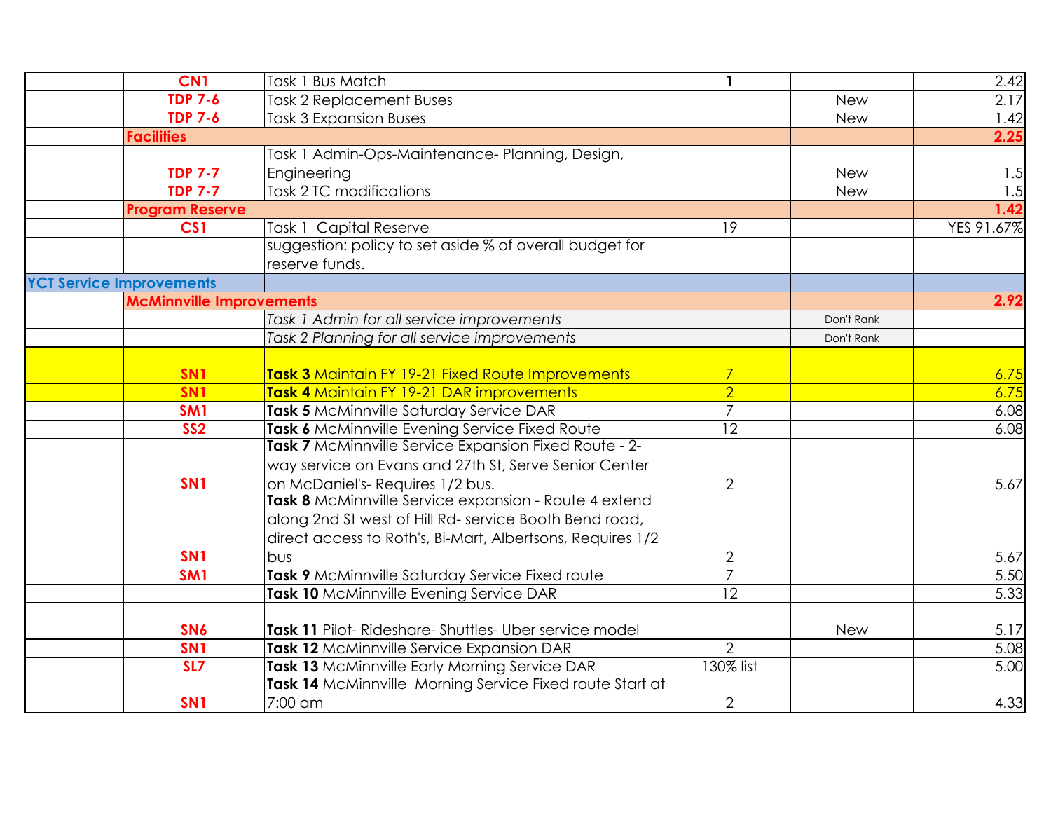| | | | | | |
|---|---|---|---|---|---|
| | CN1 | Task 1 Bus Match | 1 | | 2.42 |
| | TDP 7-6 | Task 2 Replacement Buses | | New | 2.17 |
| | TDP 7-6 | Task 3 Expansion Buses | | New | 1.42 |
| | **Facilities** | | | | **2.25** |
| | TDP 7-7 | Task 1 Admin-Ops-Maintenance- Planning, Design, Engineering | | New | 1.5 |
| | TDP 7-7 | Task 2 TC modifications | | New | 1.5 |
| | **Program Reserve** | | | | **1.42** |
| | CS1 | Task 1 Capital Reserve | 19 | | YES 91.67% |
| | | suggestion: policy to set aside % of overall budget for reserve funds. | | | |
| **YCT Service Improvements** | | | | | |
| | **McMinnville Improvements** | | | | **2.92** |
| | | *Task 1 Admin for all service improvements* | | Don't Rank | |
| | | *Task 2 Planning for all service improvements* | | Don't Rank | |
| | SN1 | **Task 3** Maintain FY 19-21 Fixed Route Improvements | 7 | | 6.75 |
| | SN1 | **Task 4** Maintain FY 19-21 DAR improvements | 2 | | 6.75 |
| | SM1 | **Task 5** McMinnville Saturday Service DAR | 7 | | 6.08 |
| | SS2 | **Task 6** McMinnville Evening Service Fixed Route | 12 | | 6.08 |
| | SN1 | **Task 7** McMinnville Service Expansion Fixed Route - 2-way service on Evans and 27th St, Serve Senior Center on McDaniel's- Requires 1/2 bus. | 2 | | 5.67 |
| | SN1 | **Task 8** McMinnville Service expansion - Route 4 extend along 2nd St west of Hill Rd- service Booth Bend road, direct access to Roth's, Bi-Mart, Albertsons, Requires 1/2 bus | 2 | | 5.67 |
| | SM1 | **Task 9** McMinnville Saturday Service Fixed route | 7 | | 5.50 |
| | | **Task 10** McMinnville Evening Service DAR | 12 | | 5.33 |
| | SN6 | **Task 11** Pilot- Rideshare- Shuttles- Uber service model | | New | 5.17 |
| | SN1 | **Task 12** McMinnville Service Expansion DAR | 2 | | 5.08 |
| | SL7 | **Task 13** McMinnville Early Morning Service DAR | 130% list | | 5.00 |
| | SN1 | **Task 14** McMinnville Morning Service Fixed route Start at 7:00 am | 2 | | 4.33 |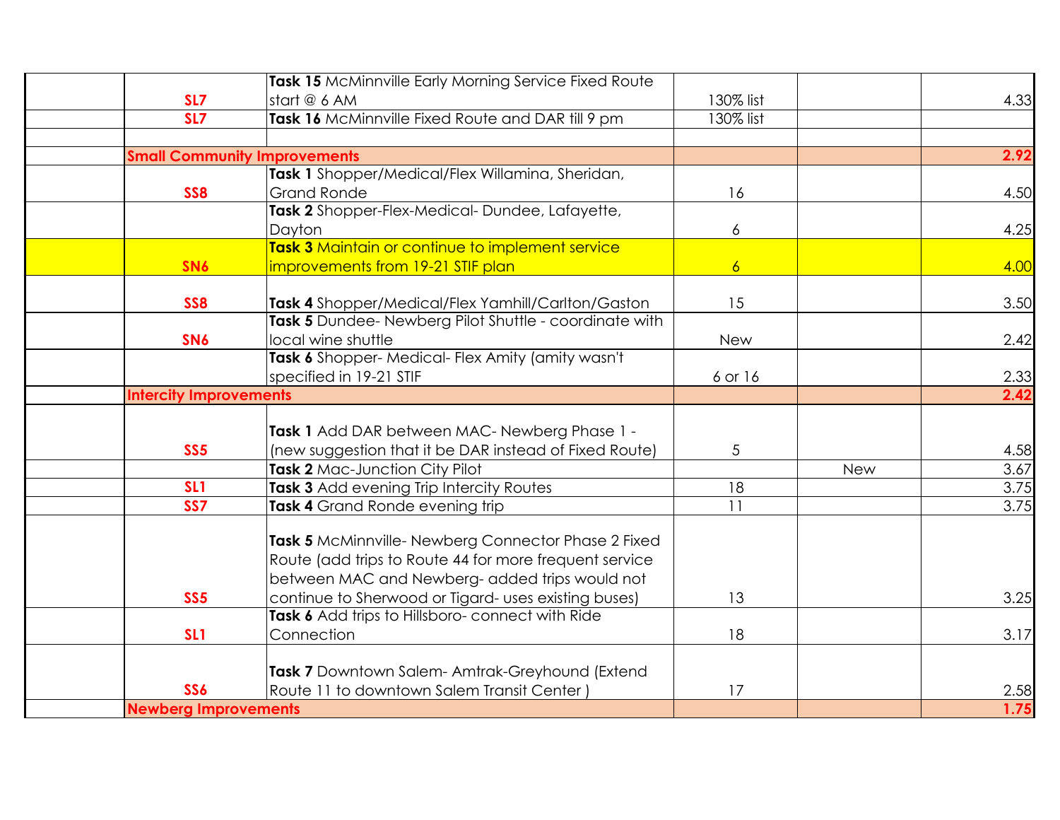| | | | | | |
|---|---|---|---|---|---|
| | SL7 | **Task 15** McMinnville Early Morning Service Fixed Route start @ 6 AM | 130% list | | 4.33 |
| | SL7 | **Task 16** McMinnville Fixed Route and DAR till 9 pm | 130% list | | |
| | | | | | |
| | **Small Community Improvements** | | | | **2.92** |
| | SS8 | **Task 1** Shopper/Medical/Flex Willamina, Sheridan, Grand Ronde | 16 | | 4.50 |
| | | **Task 2** Shopper-Flex-Medical- Dundee, Lafayette, Dayton | 6 | | 4.25 |
| | SN6 | **Task 3** Maintain or continue to implement service improvements from 19-21 STIF plan | 6 | | 4.00 |
| | SS8 | **Task 4** Shopper/Medical/Flex Yamhill/Carlton/Gaston | 15 | | 3.50 |
| | SN6 | **Task 5** Dundee- Newberg Pilot Shuttle - coordinate with local wine shuttle | New | | 2.42 |
| | | **Task 6** Shopper- Medical- Flex Amity (amity wasn't specified in 19-21 STIF | 6 or 16 | | 2.33 |
| | **Intercity Improvements** | | | | **2.42** |
| | SS5 | **Task 1** Add DAR between MAC- Newberg Phase 1 - (new suggestion that it be DAR instead of Fixed Route) | 5 | | 4.58 |
| | | **Task 2** Mac-Junction City Pilot | | New | 3.67 |
| | SL1 | **Task 3** Add evening Trip Intercity Routes | 18 | | 3.75 |
| | SS7 | **Task 4** Grand Ronde evening trip | 11 | | 3.75 |
| | SS5 | **Task 5** McMinnville- Newberg Connector Phase 2 Fixed Route (add trips to Route 44 for more frequent service between MAC and Newberg- added trips would not continue to Sherwood or Tigard- uses existing buses) | 13 | | 3.25 |
| | SL1 | **Task 6** Add trips to Hillsboro- connect with Ride Connection | 18 | | 3.17 |
| | SS6 | **Task 7** Downtown Salem- Amtrak-Greyhound (Extend Route 11 to downtown Salem Transit Center ) | 17 | | 2.58 |
| | **Newberg Improvements** | | | | **1.75** |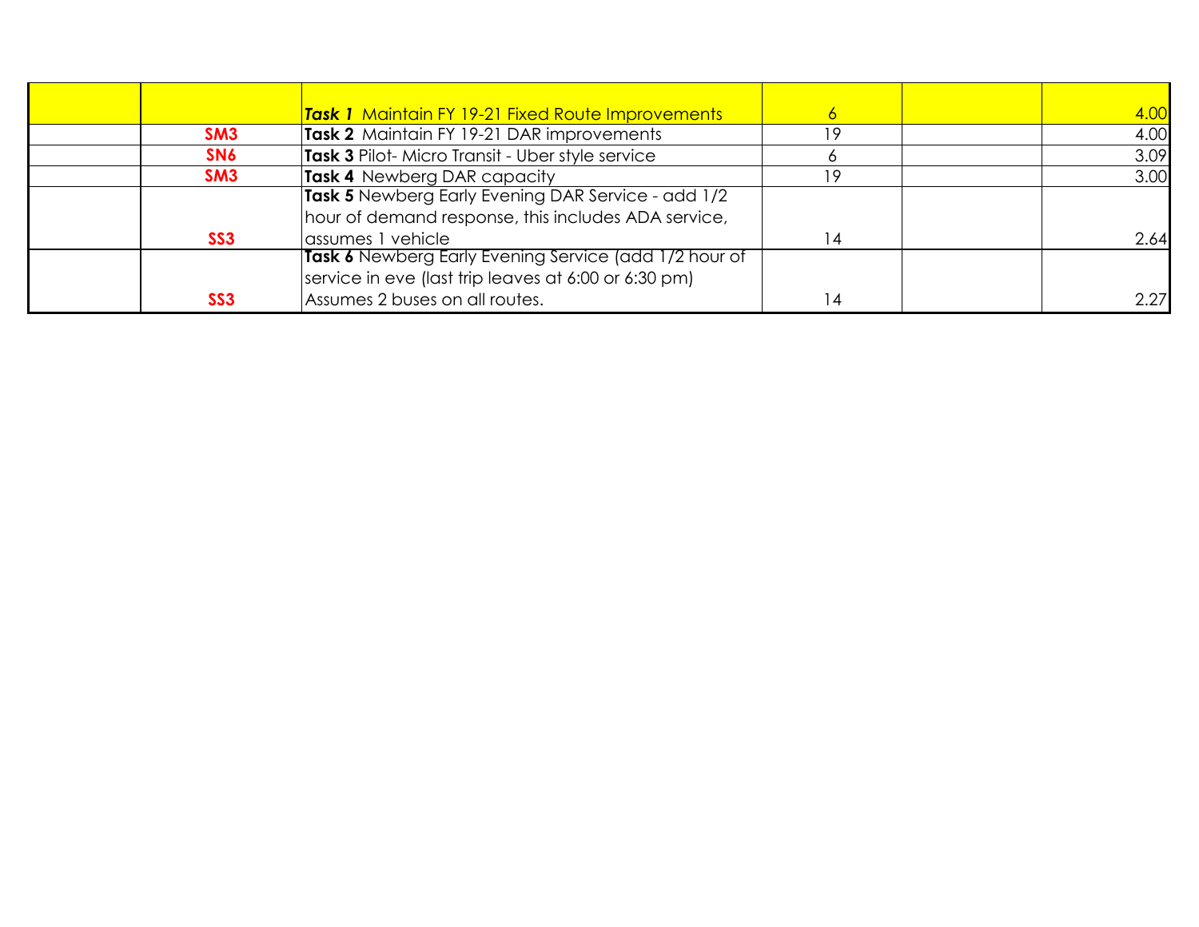| | | | | | |
|---|---|---|---|---|---|
| | | ***Task 1*** Maintain FY 19-21 Fixed Route Improvements | 6 | | 4.00 |
| | SM3 | **Task 2** Maintain FY 19-21 DAR improvements | 19 | | 4.00 |
| | SN6 | **Task 3** Pilot- Micro Transit - Uber style service | 6 | | 3.09 |
| | SM3 | **Task 4** Newberg DAR capacity | 19 | | 3.00 |
| | SS3 | **Task 5** Newberg Early Evening DAR Service - add 1/2 hour of demand response, this includes ADA service, assumes 1 vehicle | 14 | | 2.64 |
| | SS3 | **Task 6** Newberg Early Evening Service (add 1/2 hour of service in eve (last trip leaves at 6:00 or 6:30 pm) Assumes 2 buses on all routes. | 14 | | 2.27 |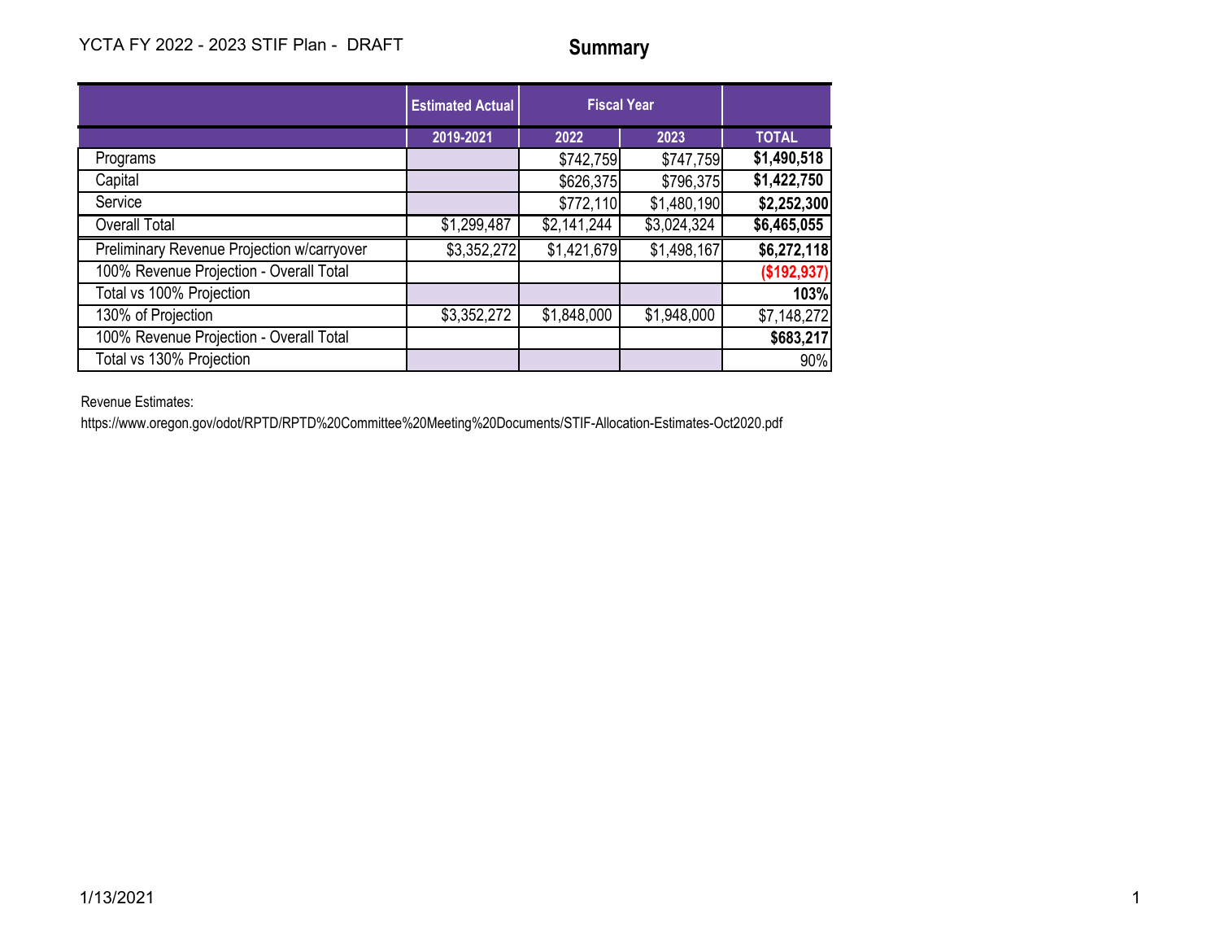YCTA FY 2022 - 2023 STIF Plan - DRAFT

# Summary

| | Estimated Actual | Fiscal Year | | |
|---|---|---|---|---|
| | 2019-2021 | 2022 | 2023 | TOTAL |
| Programs | | $742,759 | $747,759 | **$1,490,518** |
| Capital | | $626,375 | $796,375 | **$1,422,750** |
| Service | | $772,110 | $1,480,190 | **$2,252,300** |
| Overall Total | $1,299,487 | $2,141,244 | $3,024,324 | **$6,465,055** |
| Preliminary Revenue Projection w/carryover | $3,352,272 | $1,421,679 | $1,498,167 | **$6,272,118** |
| 100% Revenue Projection - Overall Total | | | | **($192,937)** |
| Total vs 100% Projection | | | | **103%** |
| 130% of Projection | $3,352,272 | $1,848,000 | $1,948,000 | $7,148,272 |
| 100% Revenue Projection - Overall Total | | | | **$683,217** |
| Total vs 130% Projection | | | | 90% |

Revenue Estimates:

https://www.oregon.gov/odot/RPTD/RPTD%20Committee%20Meeting%20Documents/STIF-Allocation-Estimates-Oct2020.pdf

1/13/2021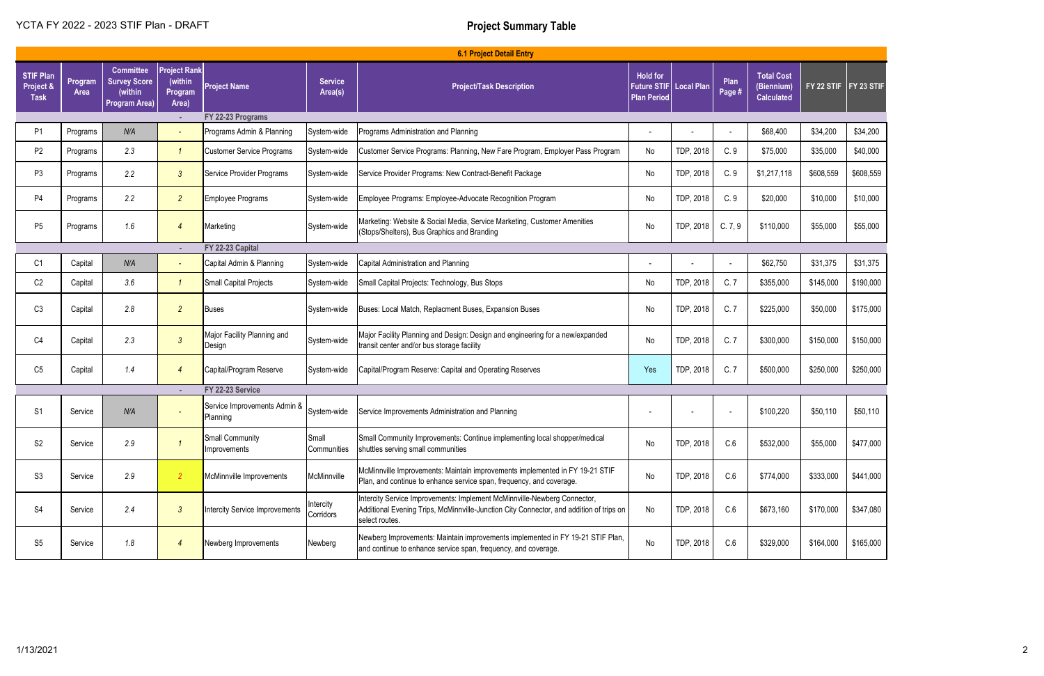# Project Summary Table

YCTA FY 2022 - 2023 STIF Plan - DRAFT

| 6.1 Project Detail Entry | | | | | | | | | | | | | |
|---|---|---|---|---|---|---|---|---|---|---|---|---|---|
| STIF Plan Project & Task | Program Area | Committee Survey Score (within Program Area) | Project Rank (within Program Area) | Project Name | Service Area(s) | Project/Task Description | Hold for Future STIF Plan Period | Local Plan | Plan Page # | Total Cost (Biennium) Calculated | FY 22 STIF | FY 23 STIF |
| | | | - | FY 22-23 Programs | | | | | | | | |
| P1 | Programs | N/A | - | Programs Admin & Planning | System-wide | Programs Administration and Planning | - | - | - | $68,400 | $34,200 | $34,200 |
| P2 | Programs | 2.3 | 1 | Customer Service Programs | System-wide | Customer Service Programs: Planning, New Fare Program, Employer Pass Program | No | TDP, 2018 | C. 9 | $75,000 | $35,000 | $40,000 |
| P3 | Programs | 2.2 | 3 | Service Provider Programs | System-wide | Service Provider Programs: New Contract-Benefit Package | No | TDP, 2018 | C. 9 | $1,217,118 | $608,559 | $608,559 |
| P4 | Programs | 2.2 | 2 | Employee Programs | System-wide | Employee Programs: Employee-Advocate Recognition Program | No | TDP, 2018 | C. 9 | $20,000 | $10,000 | $10,000 |
| P5 | Programs | 1.6 | 4 | Marketing | System-wide | Marketing: Website & Social Media, Service Marketing, Customer Amenities (Stops/Shelters), Bus Graphics and Branding | No | TDP, 2018 | C. 7, 9 | $110,000 | $55,000 | $55,000 |
| | | | - | FY 22-23 Capital | | | | | | | | |
| C1 | Capital | N/A | - | Capital Admin & Planning | System-wide | Capital Administration and Planning | - | - | - | $62,750 | $31,375 | $31,375 |
| C2 | Capital | 3.6 | 1 | Small Capital Projects | System-wide | Small Capital Projects: Technology, Bus Stops | No | TDP, 2018 | C. 7 | $355,000 | $145,000 | $190,000 |
| C3 | Capital | 2.8 | 2 | Buses | System-wide | Buses: Local Match, Replacment Buses, Expansion Buses | No | TDP, 2018 | C. 7 | $225,000 | $50,000 | $175,000 |
| C4 | Capital | 2.3 | 3 | Major Facility Planning and Design | System-wide | Major Facility Planning and Design: Design and engineering for a new/expanded transit center and/or bus storage facility | No | TDP, 2018 | C. 7 | $300,000 | $150,000 | $150,000 |
| C5 | Capital | 1.4 | 4 | Capital/Program Reserve | System-wide | Capital/Program Reserve: Capital and Operating Reserves | Yes | TDP, 2018 | C. 7 | $500,000 | $250,000 | $250,000 |
| | | | - | FY 22-23 Service | | | | | | | | |
| S1 | Service | N/A | - | Service Improvements Admin & Planning | System-wide | Service Improvements Administration and Planning | - | - | - | $100,220 | $50,110 | $50,110 |
| S2 | Service | 2.9 | 1 | Small Community Improvements | Small Communities | Small Community Improvements: Continue implementing local shopper/medical shuttles serving small communities | No | TDP, 2018 | C.6 | $532,000 | $55,000 | $477,000 |
| S3 | Service | 2.9 | 2 | McMinnville Improvements | McMinnville | McMinnville Improvements: Maintain improvements implemented in FY 19-21 STIF Plan, and continue to enhance service span, frequency, and coverage. | No | TDP, 2018 | C.6 | $774,000 | $333,000 | $441,000 |
| S4 | Service | 2.4 | 3 | Intercity Service Improvements | Intercity Corridors | Intercity Service Improvements: Implement McMinnville-Newberg Connector, Additional Evening Trips, McMinnville-Junction City Connector, and addition of trips on select routes. | No | TDP, 2018 | C.6 | $673,160 | $170,000 | $347,080 |
| S5 | Service | 1.8 | 4 | Newberg Improvements | Newberg | Newberg Improvements: Maintain improvements implemented in FY 19-21 STIF Plan, and continue to enhance service span, frequency, and coverage. | No | TDP, 2018 | C.6 | $329,000 | $164,000 | $165,000 |

1/13/2021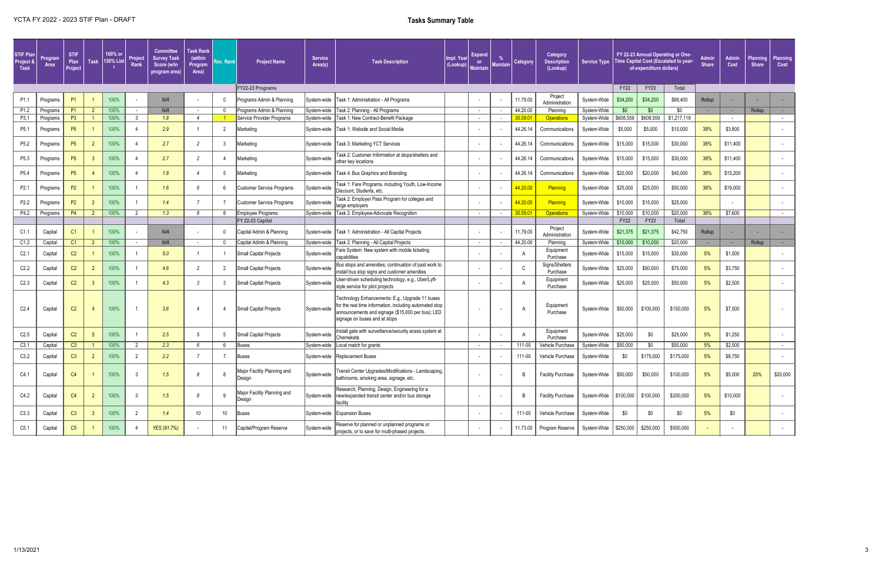# Tasks Summary Table

YCTA FY 2022 - 2023 STIF Plan - DRAFT

| STIF Plan Project & Task | Program Area | STIF Plan Project | Task | 100% or 130% List 2 | Project Rank | Committee Survey Task Score (w/in program area) | Task Rank (within Program Area) | Rec. Rank | Project Name | Service Area(s) | Task Description | Impl. Year (Lookup) | Expand or Maintain | % Maintain | Category | Category Description (Lookup) | Service Type | FY 22-23 Annual Operating or One-Time Capital Cost (Escalated to year-of-expenditure dollars) | | | Admin Share | Admin Cost | Planning Share | Planning Cost |
|---|---|---|---|---|---|---|---|---|---|---|---|---|---|---|---|---|---|---|---|---|---|---|---|---|
| | | | | | | | | | FY22-23 Programs | | | | | | | | | FY22 | FY23 | Total | | | | |
| P1.1 | Programs | P1 | 1 | 100% | - | N/A | - | 0 | Programs Admin & Planning | System-wide | Task 1: Administration - All Programs | | - | - | 11.79.00 | Project Administration | System-Wide | $34,200 | $34,200 | $68,400 | Rollup | - | - | - |
| P1.2 | Programs | P1 | 2 | 100% | - | N/A | - | 0 | Programs Admin & Planning | System-wide | Task 2: Planning - All Programs | | - | - | 44.20.00 | Planning | System-Wide | $0 | $0 | $0 | - | - | Rollup | - |
| P3.1 | Programs | P3 | 1 | 100% | 3 | 1.8 | 4 | 1 | Service Provider Programs | System-wide | Task 1: New Contract-Benefit Package | | - | - | 30.09.01 | Operations | System-Wide | $608,559 | $608,559 | $1,217,118 | | - | | - |
| P5.1 | Programs | P5 | 1 | 100% | 4 | 2.9 | 1 | 2 | Marketing | System-wide | Task 1: Website and Social Media | | - | - | 44.26.14 | Communications | System-Wide | $5,000 | $5,000 | $10,000 | 38% | $3,800 | | - |
| P5.2 | Programs | P5 | 2 | 100% | 4 | 2.7 | 2 | 3 | Marketing | System-wide | Task 3: Marketing YCT Services | | - | - | 44.26.14 | Communications | System-Wide | $15,000 | $15,000 | $30,000 | 38% | $11,400 | | - |
| P5.3 | Programs | P5 | 3 | 100% | 4 | 2.7 | 2 | 4 | Marketing | System-wide | Task 2: Customer Information at stops/shelters and other key locations | | - | - | 44.26.14 | Communications | System-Wide | $15,000 | $15,000 | $30,000 | 38% | $11,400 | | - |
| P5.4 | Programs | P5 | 4 | 100% | 4 | 1.8 | 4 | 5 | Marketing | System-wide | Task 4: Bus Graphics and Branding | | - | - | 44.26.14 | Communications | System-Wide | $20,000 | $20,000 | $40,000 | 38% | $15,200 | | - |
| P2.1 | Programs | P2 | 1 | 100% | 1 | 1.6 | 6 | 6 | Customer Service Programs | System-wide | Task 1: Fare Programs, including Youth, Low-Income Discount, Students, etc. | | - | - | 44.20.00 | Planning | System-Wide | $25,000 | $25,000 | $50,000 | 38% | $19,000 | | - |
| P2.2 | Programs | P2 | 2 | 100% | 1 | 1.4 | 7 | 7 | Customer Service Programs | System-wide | Task 2: Employer Pass Program for colleges and large employers | | - | - | 44.20.00 | Planning | System-Wide | $10,000 | $15,000 | $25,000 | | - | | - |
| P4.2 | Programs | P4 | 2 | 100% | 2 | 1.3 | 8 | 8 | Employee Programs | System-wide | Task 2: Employee-Advocate Recognition | | - | - | 30.09.01 | Operations | System-Wide | $10,000 | $10,000 | $20,000 | 38% | $7,600 | | - |
| | | | | | | | | | FY 22-23 Capital | | | | | | | | | FY22 | FY23 | Total | | | | |
| C1.1 | Capital | C1 | 1 | 100% | - | N/A | - | 0 | Capital Admin & Planning | System-wide | Task 1: Administration - All Capital Projects | | - | - | 11.79.00 | Project Administration | System-Wide | $21,375 | $21,375 | $42,750 | Rollup | - | - | - |
| C1.2 | Capital | C1 | 2 | 100% | - | N/A | - | 0 | Capital Admin & Planning | System-wide | Task 2: Planning - All Capital Projects | | - | - | 44.20.00 | Planning | System-Wide | $10,000 | $10,000 | $20,000 | - | - | Rollup | - |
| C2.1 | Capital | C2 | 1 | 100% | 1 | 5.0 | 1 | 1 | Small Capital Projects | System-wide | Fare System: New system with mobile ticketing capabilities | | - | - | A | Equipment Purchase | System-Wide | $15,000 | $15,000 | $30,000 | 5% | $1,500 | | - |
| C2.2 | Capital | C2 | 2 | 100% | 1 | 4.6 | 2 | 2 | Small Capital Projects | System-wide | Bus stops and amenities; continuation of past work to install bus stop signs and customer amenities | | - | - | C | Signs/Shelters Purchase | System-Wide | $25,000 | $50,000 | $75,000 | 5% | $3,750 | | - |
| C2.3 | Capital | C2 | 3 | 100% | 1 | 4.3 | 3 | 3 | Small Capital Projects | System-wide | User-driven scheduling technology, e.g., Uber/Lyft-style service for pilot projects | | - | - | A | Equipment Purchase | System-Wide | $25,000 | $25,000 | $50,000 | 5% | $2,500 | | - |
| C2.4 | Capital | C2 | 4 | 100% | 1 | 3.6 | 4 | 4 | Small Capital Projects | System-wide | Technology Enhancements: E.g., Upgrade 11 buses for the real time information, including automated stop announcements and signage ($15,000 per bus); LED signage on buses and at stops | | - | - | A | Equipment Purchase | System-Wide | $50,000 | $100,000 | $150,000 | 5% | $7,500 | | - |
| C2.5 | Capital | C2 | 5 | 100% | 1 | 2.5 | 5 | 5 | Small Capital Projects | System-wide | Install gate with surveillance/security acess system at Chemeketa | | - | - | A | Equipment Purchase | System-Wide | $25,000 | $0 | $25,000 | 5% | $1,250 | | - |
| C3.1 | Capital | C3 | 1 | 100% | 2 | 2.3 | 6 | 6 | Buses | System-wide | Local match for grants | | - | - | 111-00 | Vehicle Purchase | System-Wide | $50,000 | $0 | $50,000 | 5% | $2,500 | | - |
| C3.2 | Capital | C3 | 2 | 100% | 2 | 2.2 | 7 | 7 | Buses | System-wide | Replacement Buses | | - | - | 111-00 | Vehicle Purchase | System-Wide | $0 | $175,000 | $175,000 | 5% | $8,750 | | - |
| C4.1 | Capital | C4 | 1 | 100% | 3 | 1.5 | 8 | 8 | Major Facility Planning and Design | System-wide | Transit Center Upgrades/Modifications - Landscaping, bathrooms, smoking area, signage, etc. | | - | - | B | Facility Purchase | System-Wide | $50,000 | $50,000 | $100,000 | 5% | $5,000 | 20% | $20,000 |
| C4.2 | Capital | C4 | 2 | 100% | 3 | 1.5 | 8 | 9 | Major Facility Planning and Design | System-wide | Research, Planning, Design, Engineering for a new/expanded transit center and/or bus storage facility | | - | - | B | Facility Purchase | System-Wide | $100,000 | $100,000 | $200,000 | 5% | $10,000 | | - |
| C3.3 | Capital | C3 | 3 | 100% | 2 | 1.4 | 10 | 10 | Buses | System-wide | Expansion Buses | | - | - | 111-00 | Vehicle Purchase | System-Wide | $0 | $0 | $0 | 5% | $0 | | - |
| C5.1 | Capital | C5 | 1 | 100% | 4 | YES (91.7%) | - | 11 | Capital/Program Reserve | System-wide | Reserve for planned or unplanned programs or projects, or to save for multi-phased projects. | | - | - | 11.73.00 | Program Reserve | System-Wide | $250,000 | $250,000 | $500,000 | - | - | | - |

1/13/2021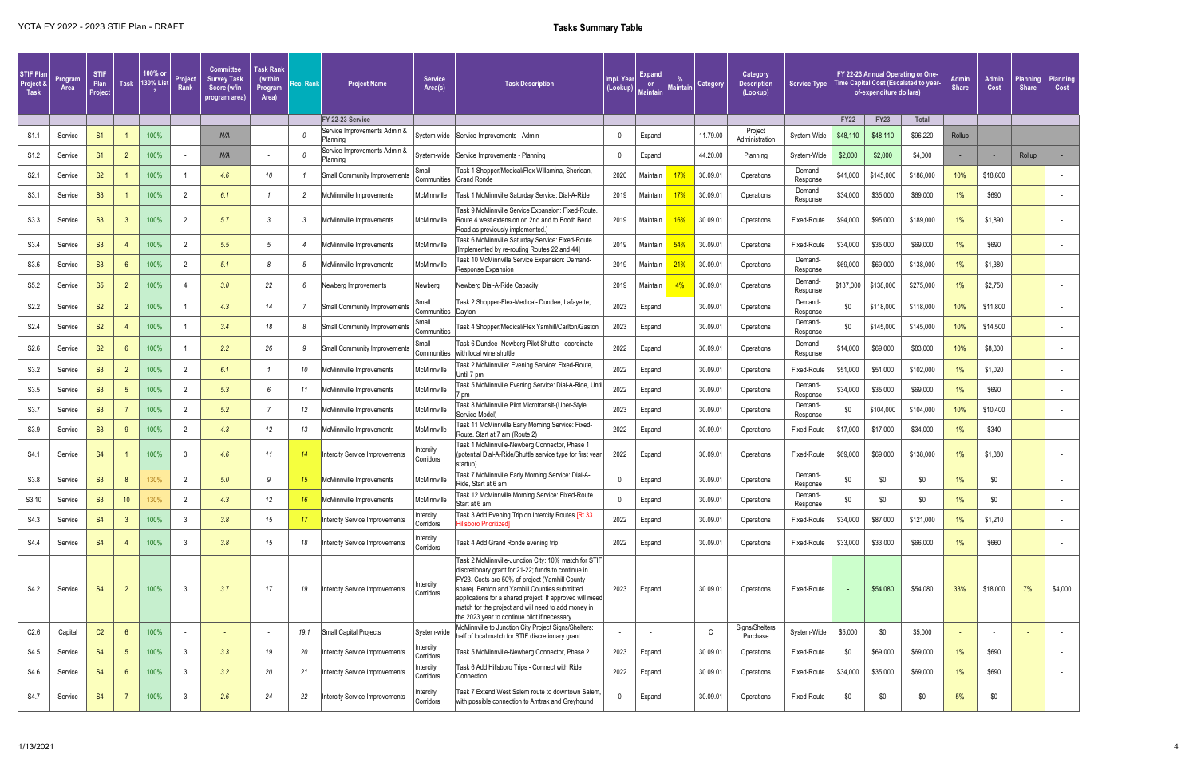YCTA FY 2022 - 2023 STIF Plan - DRAFT

# Tasks Summary Table

| STIF Plan Project & Task | Program Area | STIF Plan Project | Task | 100% or 130% List 2 | Project Rank | Committee Survey Task Score (w/in program area) | Task Rank (within Program Area) | Rec. Rank | Project Name | Service Area(s) | Task Description | Impl. Year (Lookup) | Expand or Maintain | % Maintain | Category | Category Description (Lookup) | Service Type | FY 22-23 Annual Operating or One-Time Capital Cost (Escalated to year-of-expenditure dollars) | | | Admin Share | Admin Cost | Planning Share | Planning Cost |
|---|---|---|---|---|---|---|---|---|---|---|---|---|---|---|---|---|---|---|---|---|---|---|---|---|
| | | | | | | | | | FY 22-23 Service | | | | | | | | | FY22 | FY23 | Total | | | | |
| S1.1 | Service | S1 | 1 | 100% | - | N/A | - | 0 | Service Improvements Admin & Planning | System-wide | Service Improvements - Admin | 0 | Expand | | 11.79.00 | Project Administration | System-Wide | $48,110 | $48,110 | $96,220 | Rollup | - | - | - |
| S1.2 | Service | S1 | 2 | 100% | - | N/A | - | 0 | Service Improvements Admin & Planning | System-wide | Service Improvements - Planning | 0 | Expand | | 44.20.00 | Planning | System-Wide | $2,000 | $2,000 | $4,000 | - | - | Rollup | - |
| S2.1 | Service | S2 | 1 | 100% | 1 | 4.6 | 10 | 1 | Small Community Improvements | Small Communities | Task 1 Shopper/Medical/Flex Willamina, Sheridan, Grand Ronde | 2020 | Maintain | 17% | 30.09.01 | Operations | Demand-Response | $41,000 | $145,000 | $186,000 | 10% | $18,600 | | - |
| S3.1 | Service | S3 | 1 | 100% | 2 | 6.1 | 1 | 2 | McMinnville Improvements | McMinnville | Task 1 McMinnville Saturday Service: Dial-A-Ride | 2019 | Maintain | 17% | 30.09.01 | Operations | Demand-Response | $34,000 | $35,000 | $69,000 | 1% | $690 | | - |
| S3.3 | Service | S3 | 3 | 100% | 2 | 5.7 | 3 | 3 | McMinnville Improvements | McMinnville | Task 9 McMinnville Service Expansion: Fixed-Route. Route 4 west extension on 2nd and to Booth Bend Road as previously implemented.) | 2019 | Maintain | 16% | 30.09.01 | Operations | Fixed-Route | $94,000 | $95,000 | $189,000 | 1% | $1,890 | | - |
| S3.4 | Service | S3 | 4 | 100% | 2 | 5.5 | 5 | 4 | McMinnville Improvements | McMinnville | Task 6 McMinnville Saturday Service: Fixed-Route [Implemented by re-routing Routes 22 and 44] | 2019 | Maintain | 54% | 30.09.01 | Operations | Fixed-Route | $34,000 | $35,000 | $69,000 | 1% | $690 | | - |
| S3.6 | Service | S3 | 6 | 100% | 2 | 5.1 | 8 | 5 | McMinnville Improvements | McMinnville | Task 10 McMinnville Service Expansion: Demand-Response Expansion | 2019 | Maintain | 21% | 30.09.01 | Operations | Demand-Response | $69,000 | $69,000 | $138,000 | 1% | $1,380 | | - |
| S5.2 | Service | S5 | 2 | 100% | 4 | 3.0 | 22 | 6 | Newberg Improvements | Newberg | Newberg Dial-A-Ride Capacity | 2019 | Maintain | 4% | 30.09.01 | Operations | Demand-Response | $137,000 | $138,000 | $275,000 | 1% | $2,750 | | - |
| S2.2 | Service | S2 | 2 | 100% | 1 | 4.3 | 14 | 7 | Small Community Improvements | Small Communities | Task 2 Shopper-Flex-Medical- Dundee, Lafayette, Dayton | 2023 | Expand | | 30.09.01 | Operations | Demand-Response | $0 | $118,000 | $118,000 | 10% | $11,800 | | - |
| S2.4 | Service | S2 | 4 | 100% | 1 | 3.4 | 18 | 8 | Small Community Improvements | Small Communities | Task 4 Shopper/Medical/Flex Yamhill/Carlton/Gaston | 2023 | Expand | | 30.09.01 | Operations | Demand-Response | $0 | $145,000 | $145,000 | 10% | $14,500 | | - |
| S2.6 | Service | S2 | 6 | 100% | 1 | 2.2 | 26 | 9 | Small Community Improvements | Small Communities | Task 6 Dundee- Newberg Pilot Shuttle - coordinate with local wine shuttle | 2022 | Expand | | 30.09.01 | Operations | Demand-Response | $14,000 | $69,000 | $83,000 | 10% | $8,300 | | - |
| S3.2 | Service | S3 | 2 | 100% | 2 | 6.1 | 1 | 10 | McMinnville Improvements | McMinnville | Task 2 McMinnville: Evening Service: Fixed-Route, Until 7 pm | 2022 | Expand | | 30.09.01 | Operations | Fixed-Route | $51,000 | $51,000 | $102,000 | 1% | $1,020 | | - |
| S3.5 | Service | S3 | 5 | 100% | 2 | 5.3 | 6 | 11 | McMinnville Improvements | McMinnville | Task 5 McMinnville Evening Service: Dial-A-Ride, Until 7 pm | 2022 | Expand | | 30.09.01 | Operations | Demand-Response | $34,000 | $35,000 | $69,000 | 1% | $690 | | - |
| S3.7 | Service | S3 | 7 | 100% | 2 | 5.2 | 7 | 12 | McMinnville Improvements | McMinnville | Task 8 McMinnville Pilot Microtransit-(Uber-Style Service Model) | 2023 | Expand | | 30.09.01 | Operations | Demand-Response | $0 | $104,000 | $104,000 | 10% | $10,400 | | - |
| S3.9 | Service | S3 | 9 | 100% | 2 | 4.3 | 12 | 13 | McMinnville Improvements | McMinnville | Task 11 McMinnville Early Morning Service: Fixed-Route. Start at 7 am (Route 2) | 2022 | Expand | | 30.09.01 | Operations | Fixed-Route | $17,000 | $17,000 | $34,000 | 1% | $340 | | - |
| S4.1 | Service | S4 | 1 | 100% | 3 | 4.6 | 11 | 14 | Intercity Service Improvements | Intercity Corridors | Task 1 McMinnville-Newberg Connector, Phase 1 (potential Dial-A-Ride/Shuttle service type for first year startup) | 2022 | Expand | | 30.09.01 | Operations | Fixed-Route | $69,000 | $69,000 | $138,000 | 1% | $1,380 | | - |
| S3.8 | Service | S3 | 8 | 130% | 2 | 5.0 | 9 | 15 | McMinnville Improvements | McMinnville | Task 7 McMinnville Early Morning Service: Dial-A-Ride, Start at 6 am | 0 | Expand | | 30.09.01 | Operations | Demand-Response | $0 | $0 | $0 | 1% | $0 | | - |
| S3.10 | Service | S3 | 10 | 130% | 2 | 4.3 | 12 | 16 | McMinnville Improvements | McMinnville | Task 12 McMinnville Morning Service: Fixed-Route. Start at 6 am | 0 | Expand | | 30.09.01 | Operations | Demand-Response | $0 | $0 | $0 | 1% | $0 | | - |
| S4.3 | Service | S4 | 3 | 100% | 3 | 3.8 | 15 | 17 | Intercity Service Improvements | Intercity Corridors | Task 3 Add Evening Trip on Intercity Routes [Rt 33 Hillsboro Prioritized] | 2022 | Expand | | 30.09.01 | Operations | Fixed-Route | $34,000 | $87,000 | $121,000 | 1% | $1,210 | | - |
| S4.4 | Service | S4 | 4 | 100% | 3 | 3.8 | 15 | 18 | Intercity Service Improvements | Intercity Corridors | Task 4 Add Grand Ronde evening trip | 2022 | Expand | | 30.09.01 | Operations | Fixed-Route | $33,000 | $33,000 | $66,000 | 1% | $660 | | - |
| S4.2 | Service | S4 | 2 | 100% | 3 | 3.7 | 17 | 19 | Intercity Service Improvements | Intercity Corridors | Task 2 McMinnville-Junction City: 10% match for STIF discretionary grant for 21-22; funds to continue in FY23. Costs are 50% of project (Yamhill County share). Benton and Yamhill Counties submitted applications for a shared project. If approved will need match for the project and will need to add money in the 2023 year to continue pilot if necessary. | 2023 | Expand | | 30.09.01 | Operations | Fixed-Route | - | $54,080 | $54,080 | 33% | $18,000 | 7% | $4,000 |
| C2.6 | Capital | C2 | 6 | 100% | - | - | - | 19.1 | Small Capital Projects | System-wide | McMinnville to Junction City Project Signs/Shelters: half of local match for STIF discretionary grant | - | - | | C | Signs/Shelters Purchase | System-Wide | $5,000 | $0 | $5,000 | - | - | - | - |
| S4.5 | Service | S4 | 5 | 100% | 3 | 3.3 | 19 | 20 | Intercity Service Improvements | Intercity Corridors | Task 5 McMinnville-Newberg Connector, Phase 2 | 2023 | Expand | | 30.09.01 | Operations | Fixed-Route | $0 | $69,000 | $69,000 | 1% | $690 | | - |
| S4.6 | Service | S4 | 6 | 100% | 3 | 3.2 | 20 | 21 | Intercity Service Improvements | Intercity Corridors | Task 6 Add Hillsboro Trips - Connect with Ride Connection | 2022 | Expand | | 30.09.01 | Operations | Fixed-Route | $34,000 | $35,000 | $69,000 | 1% | $690 | | - |
| S4.7 | Service | S4 | 7 | 100% | 3 | 2.6 | 24 | 22 | Intercity Service Improvements | Intercity Corridors | Task 7 Extend West Salem route to downtown Salem, with possible connection to Amtrak and Greyhound | 0 | Expand | | 30.09.01 | Operations | Fixed-Route | $0 | $0 | $0 | 5% | $0 | | - |

1/13/2021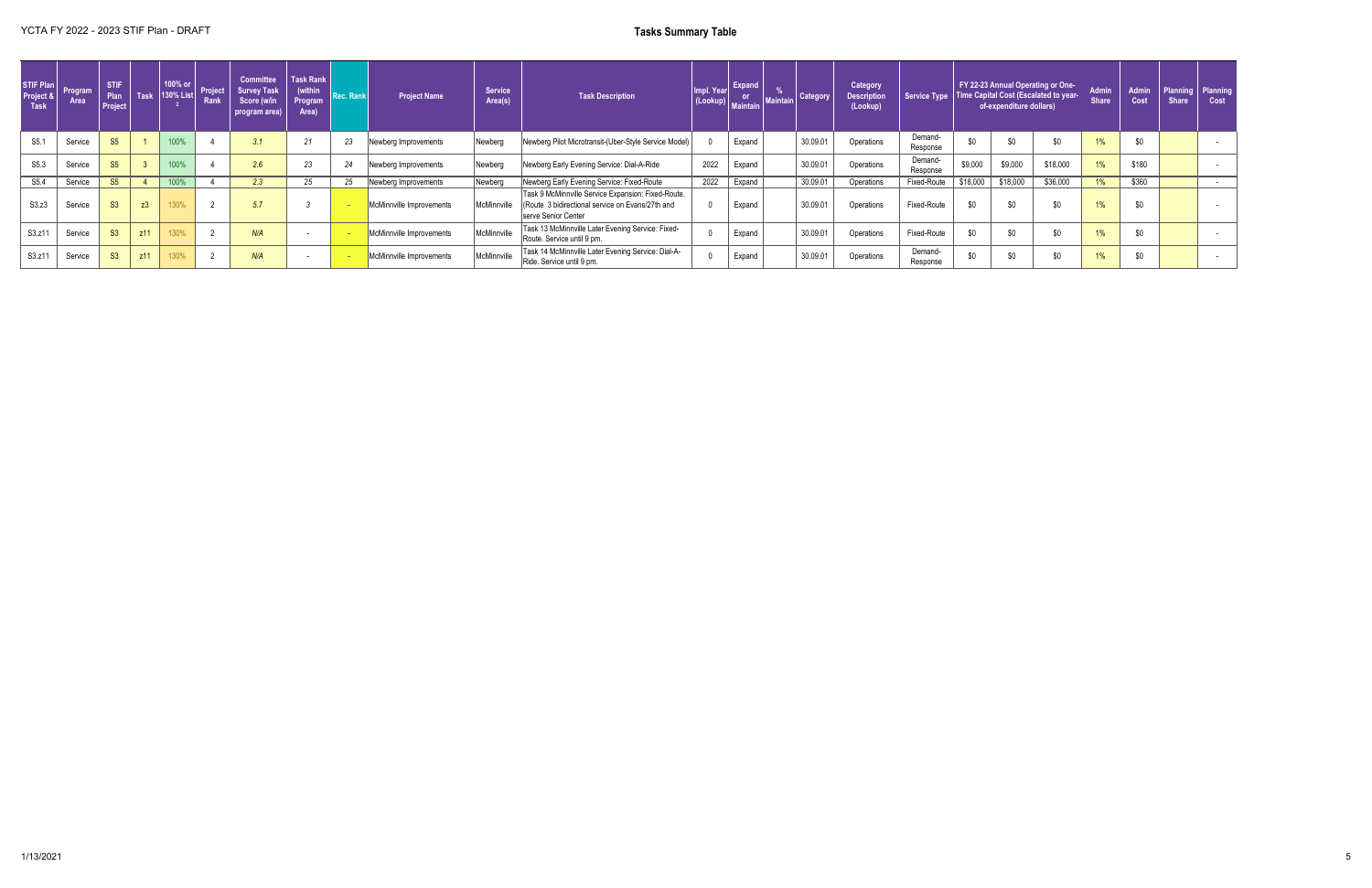# YCTA FY 2022 - 2023 STIF Plan - DRAFT

## Tasks Summary Table

| STIF Plan Project & Task | Program Area | STIF Plan Project | Task | 100% or 130% List 2 | Project Rank | Committee Survey Task Score (w/in program area) | Task Rank (within Program Area) | Rec. Rank | Project Name | Service Area(s) | Task Description | Impl. Year (Lookup) | Expand or Maintain | % Maintain | Category | Category Description (Lookup) | Service Type | FY 22-23 Annual Operating or One-Time Capital Cost (Escalated to year-of-expenditure dollars) | | | Admin Share | Admin Cost | Planning Share | Planning Cost |
|---|---|---|---|---|---|---|---|---|---|---|---|---|---|---|---|---|---|---|---|---|---|---|---|---|
| S5.1 | Service | S5 | 1 | 100% | 4 | 3.1 | 21 | 23 | Newberg Improvements | Newberg | Newberg Pilot Microtransit-(Uber-Style Service Model) | 0 | Expand | | 30.09.01 | Operations | Demand-Response | $0 | $0 | $0 | 1% | $0 | | - |
| S5.3 | Service | S5 | 3 | 100% | 4 | 2.6 | 23 | 24 | Newberg Improvements | Newberg | Newberg Early Evening Service: Dial-A-Ride | 2022 | Expand | | 30.09.01 | Operations | Demand-Response | $9,000 | $9,000 | $18,000 | 1% | $180 | | - |
| S5.4 | Service | S5 | 4 | 100% | 4 | 2.3 | 25 | 25 | Newberg Improvements | Newberg | Newberg Early Evening Service: Fixed-Route | 2022 | Expand | | 30.09.01 | Operations | Fixed-Route | $18,000 | $18,000 | $36,000 | 1% | $360 | | - |
| S3.z3 | Service | S3 | z3 | 130% | 2 | 5.7 | 3 | - | McMinnville Improvements | McMinnville | Task 9 McMinnville Service Expansion: Fixed-Route. (Route 3 bidirectional service on Evans/27th and serve Senior Center | 0 | Expand | | 30.09.01 | Operations | Fixed-Route | $0 | $0 | $0 | 1% | $0 | | - |
| S3.z11 | Service | S3 | z11 | 130% | 2 | N/A | - | - | McMinnville Improvements | McMinnville | Task 13 McMinnville Later Evening Service: Fixed-Route. Service until 9 pm. | 0 | Expand | | 30.09.01 | Operations | Fixed-Route | $0 | $0 | $0 | 1% | $0 | | - |
| S3.z11 | Service | S3 | z11 | 130% | 2 | N/A | - | - | McMinnville Improvements | McMinnville | Task 14 McMinnville Later Evening Service: Dial-A-Ride. Service until 9 pm. | 0 | Expand | | 30.09.01 | Operations | Demand-Response | $0 | $0 | $0 | 1% | $0 | | - |

1/13/2021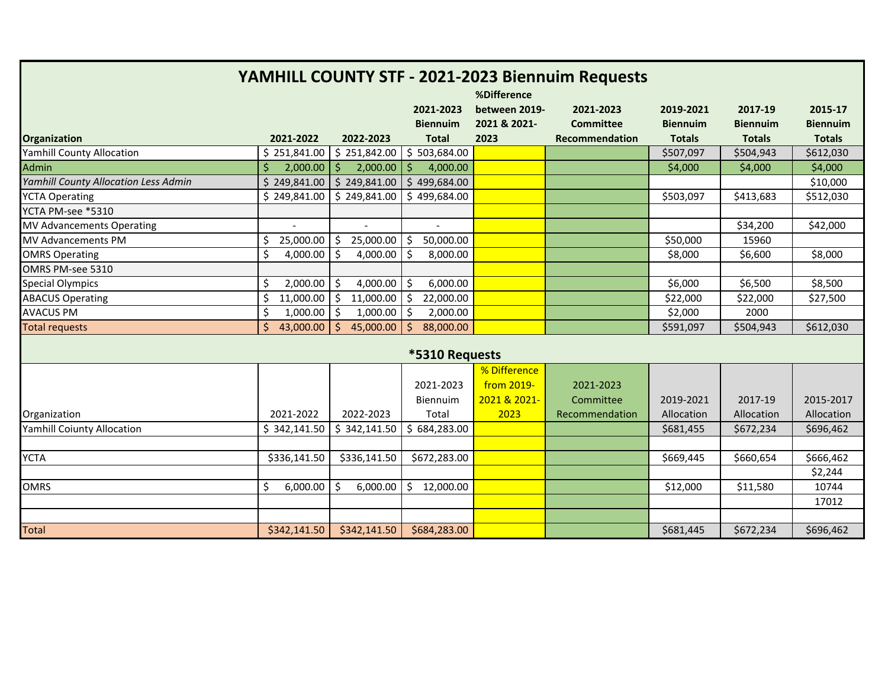# YAMHILL COUNTY STF - 2021-2023 Biennuim Requests

| Organization | 2021-2022 | 2022-2023 | 2021-2023 Biennuim Total | %Difference between 2019-2021 & 2021-2023 | 2021-2023 Committee Recommendation | 2019-2021 Biennuim Totals | 2017-19 Biennuim Totals | 2015-17 Biennuim Totals |
|---|---|---|---|---|---|---|---|---|
| Yamhill County Allocation | $ 251,841.00 | $ 251,842.00 | $ 503,684.00 | | | $507,097 | $504,943 | $612,030 |
| Admin | $ 2,000.00 | $ 2,000.00 | $ 4,000.00 | | | $4,000 | $4,000 | $4,000 |
| *Yamhill County Allocation Less Admin* | $ 249,841.00 | $ 249,841.00 | $ 499,684.00 | | | | | $10,000 |
| YCTA Operating | $ 249,841.00 | $ 249,841.00 | $ 499,684.00 | | | $503,097 | $413,683 | $512,030 |
| YCTA PM-see *5310 | | | | | | | | |
| MV Advancements Operating | - | - | - | | | | $34,200 | $42,000 |
| MV Advancements PM | $ 25,000.00 | $ 25,000.00 | $ 50,000.00 | | | $50,000 | 15960 | |
| OMRS Operating | $ 4,000.00 | $ 4,000.00 | $ 8,000.00 | | | $8,000 | $6,600 | $8,000 |
| OMRS PM-see 5310 | | | | | | | | |
| Special Olympics | $ 2,000.00 | $ 4,000.00 | $ 6,000.00 | | | $6,000 | $6,500 | $8,500 |
| ABACUS Operating | $ 11,000.00 | $ 11,000.00 | $ 22,000.00 | | | $22,000 | $22,000 | $27,500 |
| AVACUS PM | $ 1,000.00 | $ 1,000.00 | $ 2,000.00 | | | $2,000 | 2000 | |
| Total requests | $ 43,000.00 | $ 45,000.00 | $ 88,000.00 | | | $591,097 | $504,943 | $612,030 |

## *5310 Requests

| Organization | 2021-2022 | 2022-2023 | 2021-2023 Biennium Total | % Difference from 2019-2021 & 2021-2023 | 2021-2023 Committee Recommendation | 2019-2021 Allocation | 2017-19 Allocation | 2015-2017 Allocation |
|---|---|---|---|---|---|---|---|---|
| Yamhill Coiunty Allocation | $ 342,141.50 | $ 342,141.50 | $ 684,283.00 | | | $681,455 | $672,234 | $696,462 |
| | | | | | | | | |
| YCTA | $336,141.50 | $336,141.50 | $672,283.00 | | | $669,445 | $660,654 | $666,462 |
| | | | | | | | | $2,244 |
| OMRS | $ 6,000.00 | $ 6,000.00 | $ 12,000.00 | | | $12,000 | $11,580 | 10744 |
| | | | | | | | | 17012 |
| | | | | | | | | |
| Total | $342,141.50 | $342,141.50 | $684,283.00 | | | $681,445 | $672,234 | $696,462 |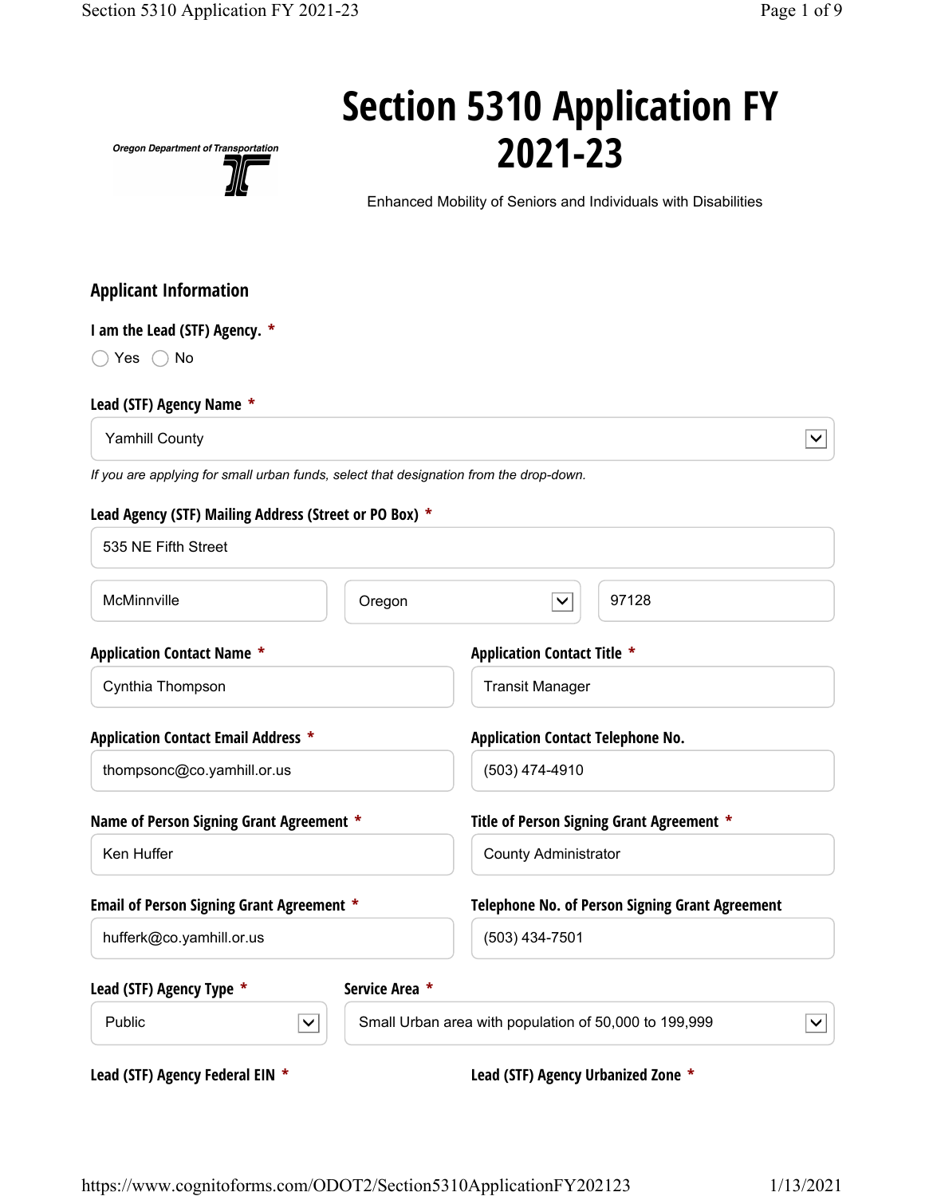Oregon Department of Transportation

# Section 5310 Application FY 2021-23

Enhanced Mobility of Seniors and Individuals with Disabilities

## Applicant Information

**I am the Lead (STF) Agency.** *

◯ Yes ◯ No

**Lead (STF) Agency Name** *

Yamhill County

*If you are applying for small urban funds, select that designation from the drop-down.*

**Lead Agency (STF) Mailing Address (Street or PO Box)** *

535 NE Fifth Street

McMinnville | Oregon | 97128

**Application Contact Name** *

Cynthia Thompson

**Application Contact Title** *

Transit Manager

**Application Contact Email Address** *

thompsonc@co.yamhill.or.us

**Application Contact Telephone No.**

(503) 474-4910

**Name of Person Signing Grant Agreement** *

Ken Huffer

**Title of Person Signing Grant Agreement** *

County Administrator

**Email of Person Signing Grant Agreement** *

hufferk@co.yamhill.or.us

**Telephone No. of Person Signing Grant Agreement**

(503) 434-7501

**Lead (STF) Agency Type** *

Public

**Service Area** *

Small Urban area with population of 50,000 to 199,999

**Lead (STF) Agency Federal EIN** *

**Lead (STF) Agency Urbanized Zone** *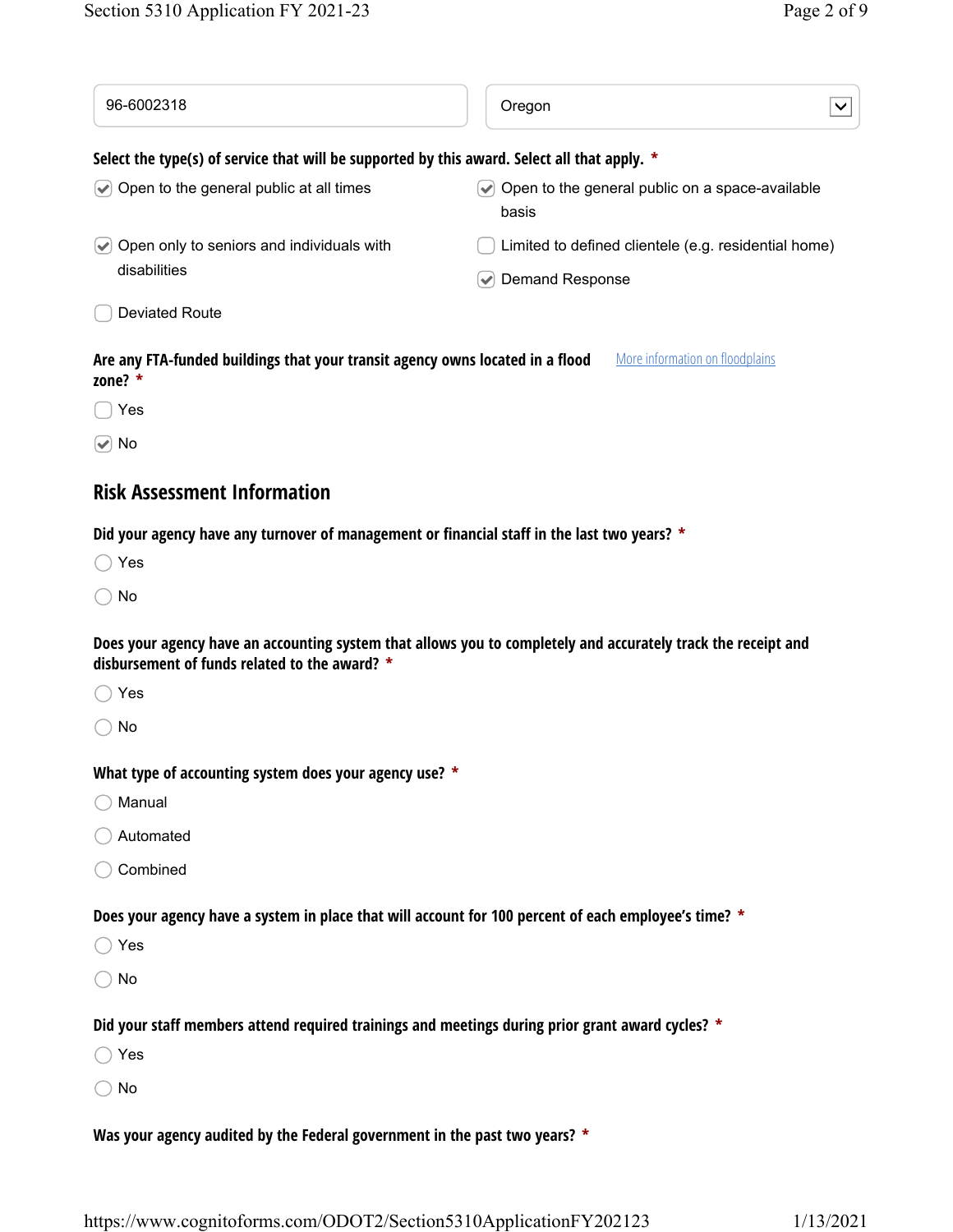96-6002318

Oregon

**Select the type(s) of service that will be supported by this award. Select all that apply.** *

- [x] Open to the general public at all times
- [x] Open to the general public on a space-available basis
- [x] Open only to seniors and individuals with disabilities
- [ ] Limited to defined clientele (e.g. residential home)
- [x] Demand Response
- [ ] Deviated Route

**Are any FTA-funded buildings that your transit agency owns located in a flood zone?** *

More information on floodplains

- [ ] Yes
- [x] No

## Risk Assessment Information

**Did your agency have any turnover of management or financial staff in the last two years?** *

- ( ) Yes
- ( ) No

**Does your agency have an accounting system that allows you to completely and accurately track the receipt and disbursement of funds related to the award?** *

- ( ) Yes
- ( ) No

**What type of accounting system does your agency use?** *

- ( ) Manual
- ( ) Automated
- ( ) Combined

**Does your agency have a system in place that will account for 100 percent of each employee's time?** *

- ( ) Yes
- ( ) No

**Did your staff members attend required trainings and meetings during prior grant award cycles?** *

- ( ) Yes
- ( ) No

**Was your agency audited by the Federal government in the past two years?** *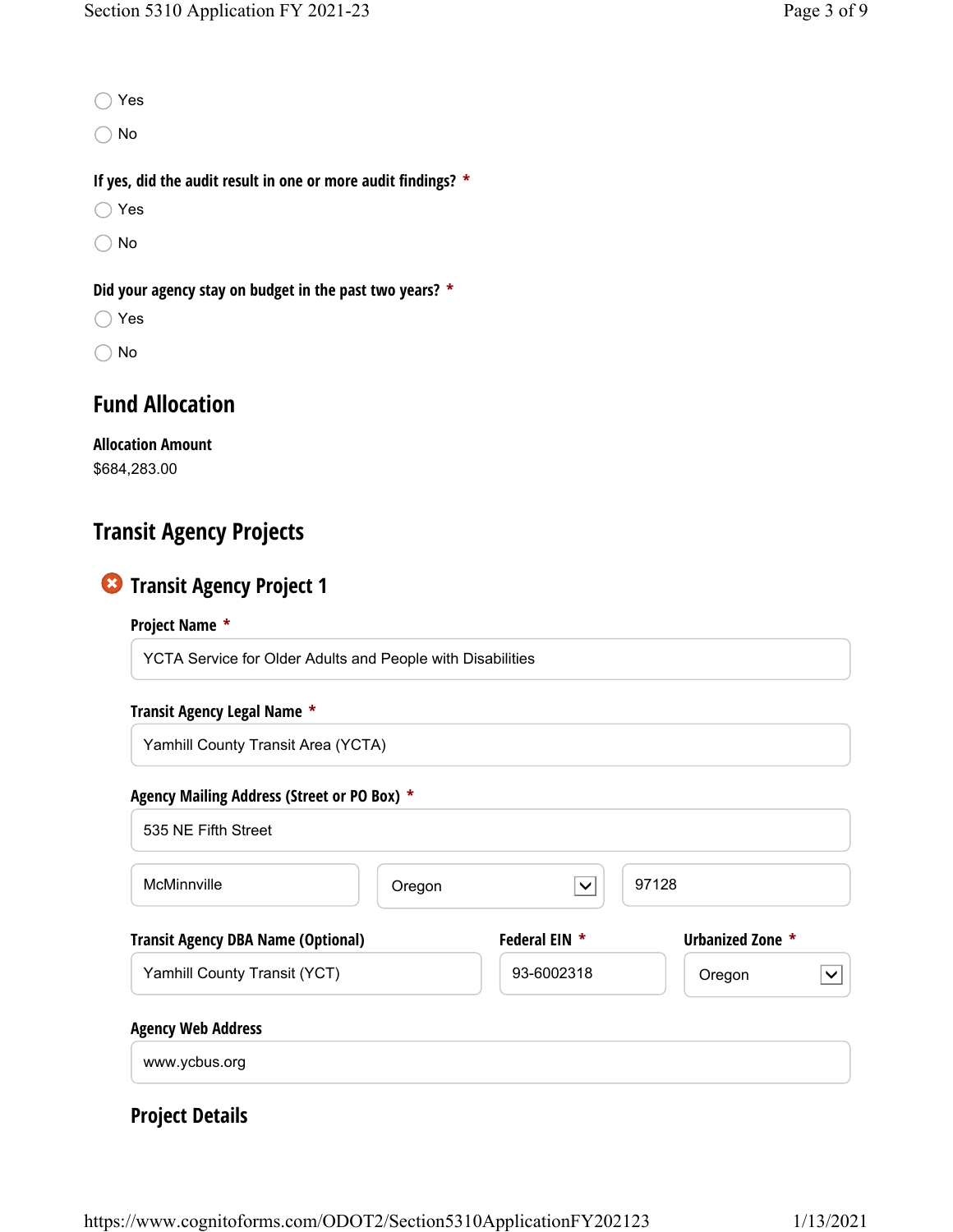- ◯ Yes
- ◯ No

**If yes, did the audit result in one or more audit findings?** *

- ◯ Yes
- ◯ No

**Did your agency stay on budget in the past two years?** *

- ◯ Yes
- ◯ No

## Fund Allocation

**Allocation Amount**

$684,283.00

## Transit Agency Projects

### Transit Agency Project 1

**Project Name** *

YCTA Service for Older Adults and People with Disabilities

**Transit Agency Legal Name** *

Yamhill County Transit Area (YCTA)

**Agency Mailing Address (Street or PO Box)** *

535 NE Fifth Street

McMinnville | Oregon | 97128

**Transit Agency DBA Name (Optional)**

Yamhill County Transit (YCT)

**Federal EIN** *

93-6002318

**Urbanized Zone** *

Oregon

**Agency Web Address**

www.ycbus.org

### Project Details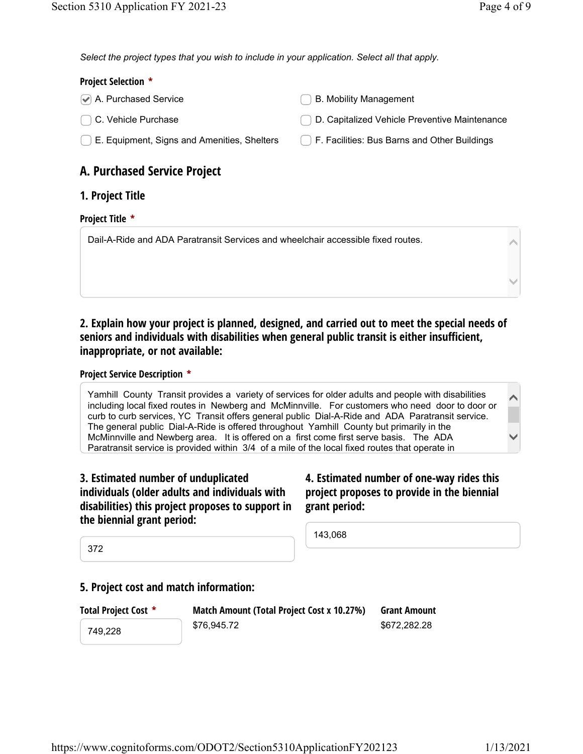*Select the project types that you wish to include in your application. Select all that apply.*

**Project Selection** *

- [x] A. Purchased Service
- [ ] B. Mobility Management
- [ ] C. Vehicle Purchase
- [ ] D. Capitalized Vehicle Preventive Maintenance
- [ ] E. Equipment, Signs and Amenities, Shelters
- [ ] F. Facilities: Bus Barns and Other Buildings

## A. Purchased Service Project

### 1. Project Title

**Project Title** *

Dail-A-Ride and ADA Paratransit Services and wheelchair accessible fixed routes.

### 2. Explain how your project is planned, designed, and carried out to meet the special needs of seniors and individuals with disabilities when general public transit is either insufficient, inappropriate, or not available:

**Project Service Description** *

Yamhill County Transit provides a variety of services for older adults and people with disabilities including local fixed routes in Newberg and McMinnville. For customers who need door to door or curb to curb services, YC Transit offers general public Dial-A-Ride and ADA Paratransit service. The general public Dial-A-Ride is offered throughout Yamhill County but primarily in the McMinnville and Newberg area. It is offered on a first come first serve basis. The ADA Paratransit service is provided within 3/4 of a mile of the local fixed routes that operate in

### 3. Estimated number of unduplicated individuals (older adults and individuals with disabilities) this project proposes to support in the biennial grant period:

372

### 4. Estimated number of one-way rides this project proposes to provide in the biennial grant period:

143,068

### 5. Project cost and match information:

| Total Project Cost * | Match Amount (Total Project Cost x 10.27%) | Grant Amount |
|---|---|---|
| 749,228 | $76,945.72 | $672,282.28 |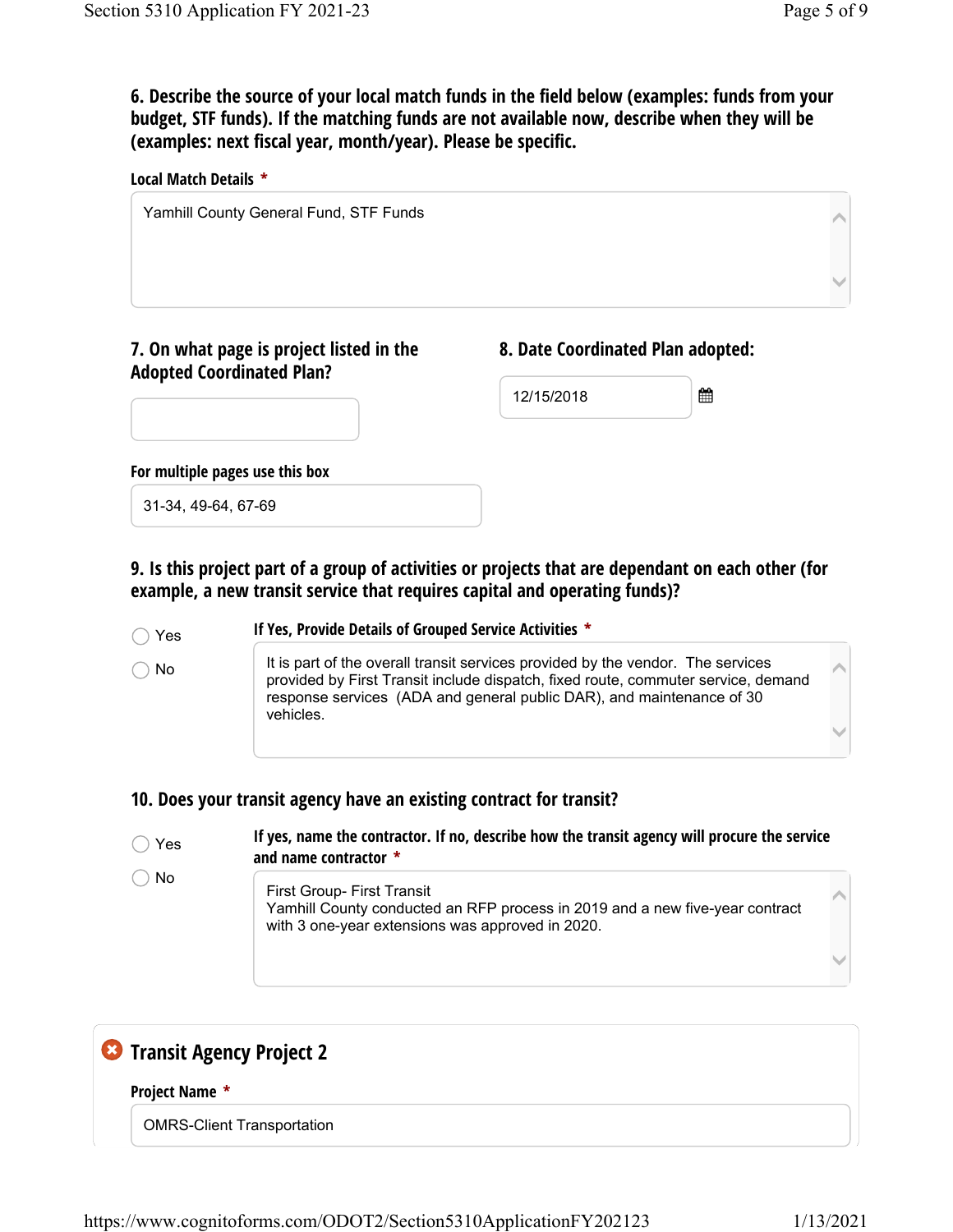**6. Describe the source of your local match funds in the field below (examples: funds from your budget, STF funds). If the matching funds are not available now, describe when they will be (examples: next fiscal year, month/year). Please be specific.**

**Local Match Details** *

Yamhill County General Fund, STF Funds

**7. On what page is project listed in the Adopted Coordinated Plan?**

**8. Date Coordinated Plan adopted:**

12/15/2018

**For multiple pages use this box**

31-34, 49-64, 67-69

**9. Is this project part of a group of activities or projects that are dependant on each other (for example, a new transit service that requires capital and operating funds)?**

- ◯ Yes
- ◯ No

**If Yes, Provide Details of Grouped Service Activities** *

It is part of the overall transit services provided by the vendor. The services provided by First Transit include dispatch, fixed route, commuter service, demand response services (ADA and general public DAR), and maintenance of 30 vehicles.

**10. Does your transit agency have an existing contract for transit?**

- ◯ Yes
- ◯ No

**If yes, name the contractor. If no, describe how the transit agency will procure the service and name contractor** *

First Group- First Transit
Yamhill County conducted an RFP process in 2019 and a new five-year contract with 3 one-year extensions was approved in 2020.

## Transit Agency Project 2

**Project Name** *

OMRS-Client Transportation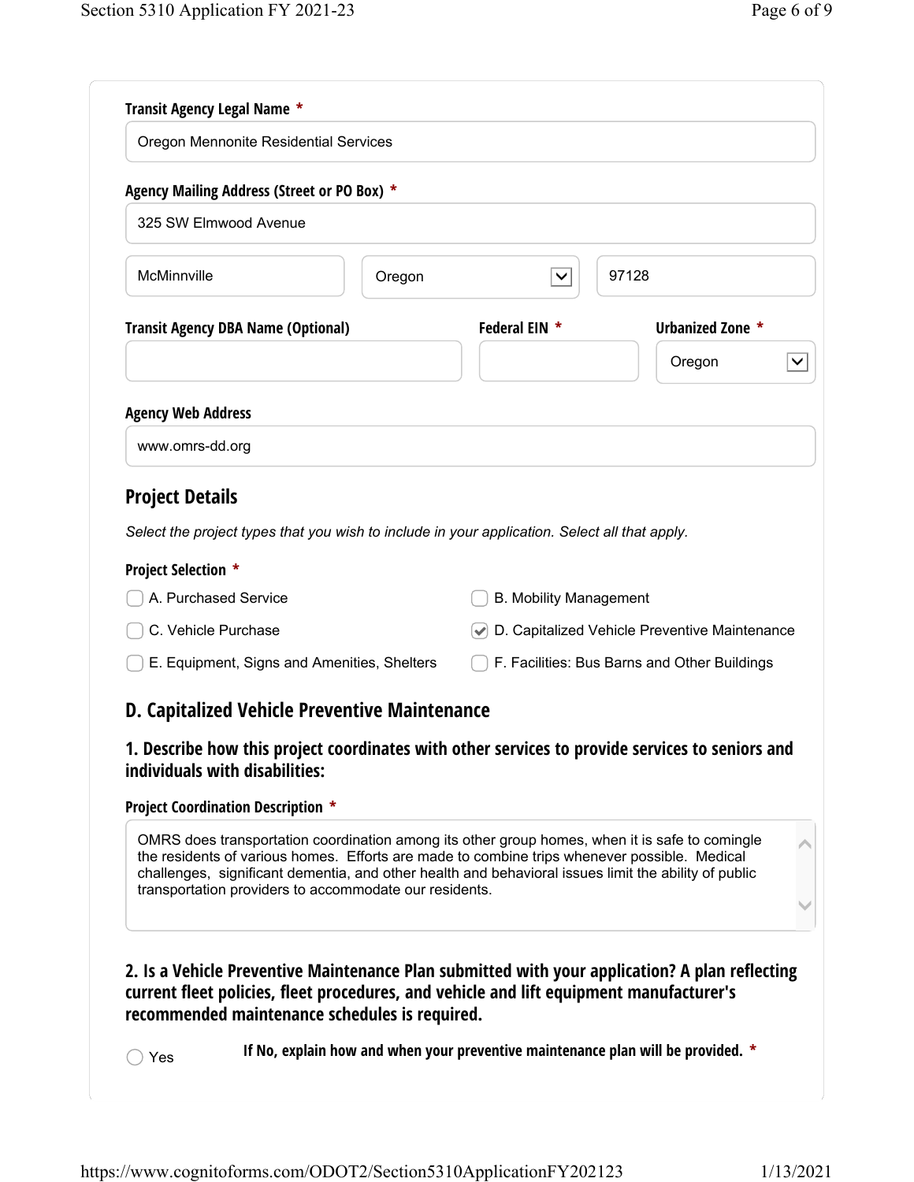**Transit Agency Legal Name** *

Oregon Mennonite Residential Services

**Agency Mailing Address (Street or PO Box)** *

325 SW Elmwood Avenue

McMinnville | Oregon | 97128

**Transit Agency DBA Name (Optional)**

**Federal EIN** *

**Urbanized Zone** *

Oregon

**Agency Web Address**

www.omrs-dd.org

## Project Details

*Select the project types that you wish to include in your application. Select all that apply.*

**Project Selection** *

- [ ] A. Purchased Service
- [ ] B. Mobility Management
- [ ] C. Vehicle Purchase
- [x] D. Capitalized Vehicle Preventive Maintenance
- [ ] E. Equipment, Signs and Amenities, Shelters
- [ ] F. Facilities: Bus Barns and Other Buildings

## D. Capitalized Vehicle Preventive Maintenance

### 1. Describe how this project coordinates with other services to provide services to seniors and individuals with disabilities:

**Project Coordination Description** *

OMRS does transportation coordination among its other group homes, when it is safe to comingle the residents of various homes. Efforts are made to combine trips whenever possible. Medical challenges, significant dementia, and other health and behavioral issues limit the ability of public transportation providers to accommodate our residents.

### 2. Is a Vehicle Preventive Maintenance Plan submitted with your application? A plan reflecting current fleet policies, fleet procedures, and vehicle and lift equipment manufacturer's recommended maintenance schedules is required.

- ( ) Yes

**If No, explain how and when your preventive maintenance plan will be provided.** *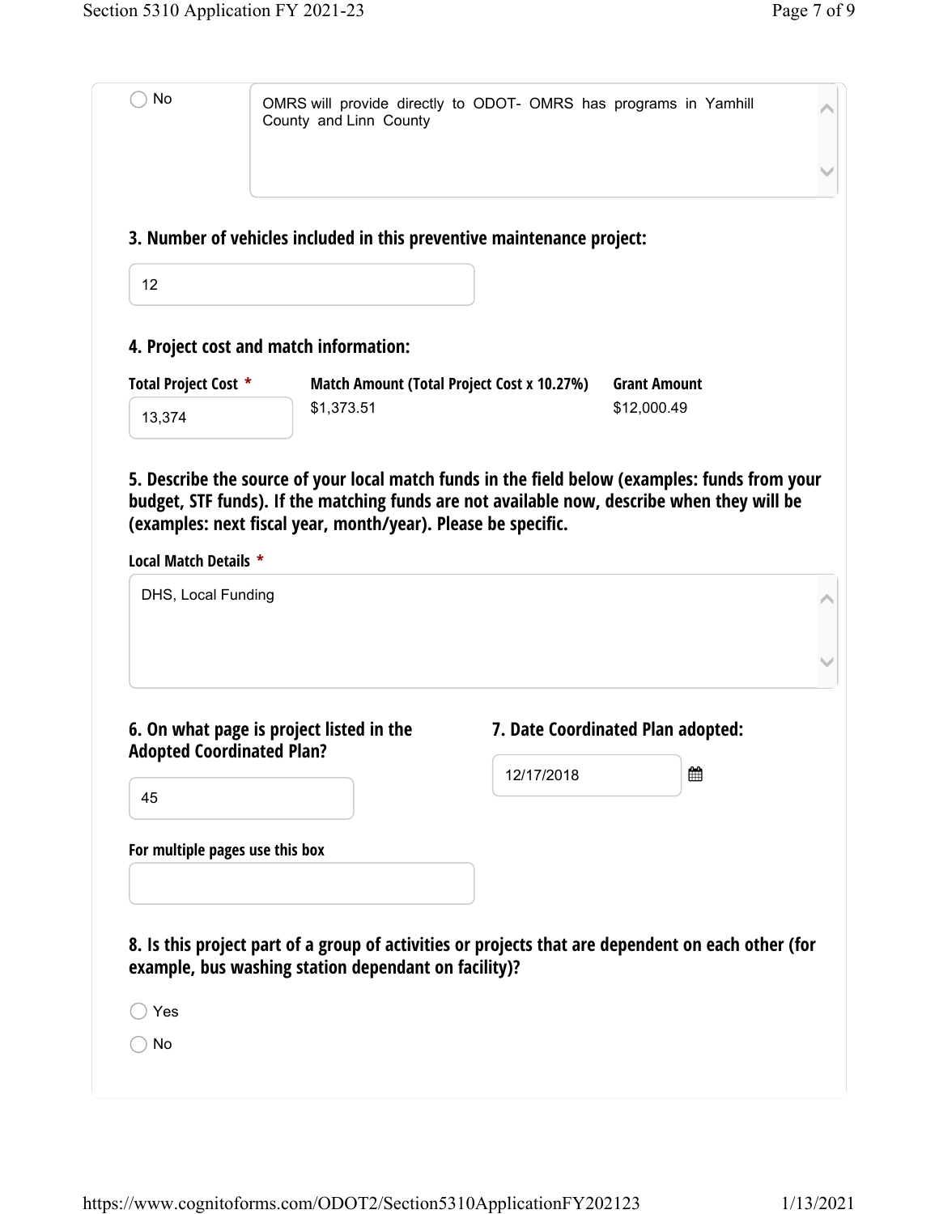○ No

OMRS will provide directly to ODOT- OMRS has programs in Yamhill County and Linn County

### 3. Number of vehicles included in this preventive maintenance project:

12

### 4. Project cost and match information:

| Total Project Cost * | Match Amount (Total Project Cost x 10.27%) | Grant Amount |
| --- | --- | --- |
| 13,374 | $1,373.51 | $12,000.49 |

### 5. Describe the source of your local match funds in the field below (examples: funds from your budget, STF funds). If the matching funds are not available now, describe when they will be (examples: next fiscal year, month/year). Please be specific.

**Local Match Details** *

DHS, Local Funding

### 6. On what page is project listed in the Adopted Coordinated Plan?

45

**For multiple pages use this box**

### 7. Date Coordinated Plan adopted:

12/17/2018

### 8. Is this project part of a group of activities or projects that are dependent on each other (for example, bus washing station dependant on facility)?

○ Yes

○ No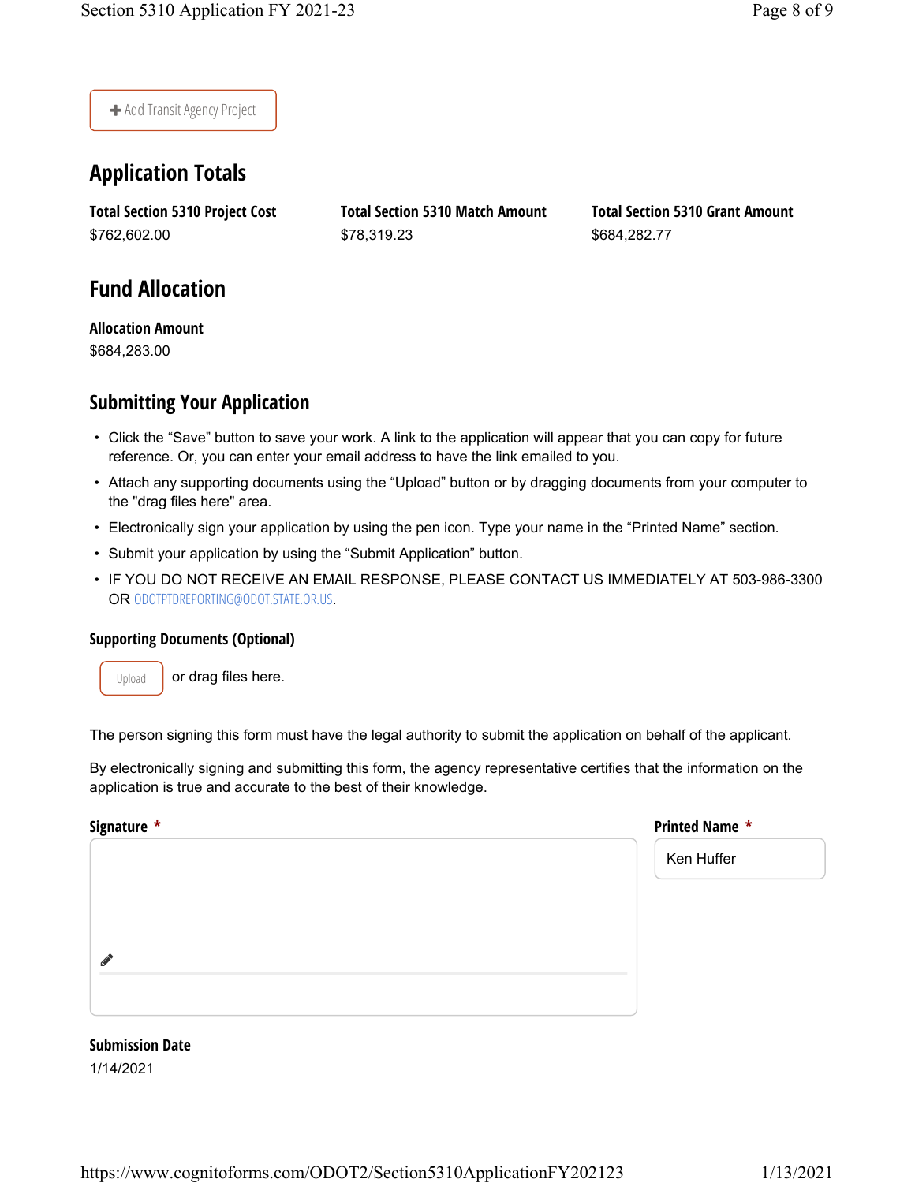+ Add Transit Agency Project

## Application Totals

**Total Section 5310 Project Cost**
$762,602.00

**Total Section 5310 Match Amount**
$78,319.23

**Total Section 5310 Grant Amount**
$684,282.77

## Fund Allocation

**Allocation Amount**
$684,283.00

## Submitting Your Application

- Click the “Save” button to save your work. A link to the application will appear that you can copy for future reference. Or, you can enter your email address to have the link emailed to you.
- Attach any supporting documents using the “Upload” button or by dragging documents from your computer to the "drag files here" area.
- Electronically sign your application by using the pen icon. Type your name in the “Printed Name” section.
- Submit your application by using the “Submit Application” button.
- IF YOU DO NOT RECEIVE AN EMAIL RESPONSE, PLEASE CONTACT US IMMEDIATELY AT 503-986-3300 OR ODOTPTDREPORTING@ODOT.STATE.OR.US.

**Supporting Documents (Optional)**

Upload or drag files here.

The person signing this form must have the legal authority to submit the application on behalf of the applicant.

By electronically signing and submitting this form, the agency representative certifies that the information on the application is true and accurate to the best of their knowledge.

**Signature ***

**Printed Name ***
Ken Huffer

**Submission Date**
1/14/2021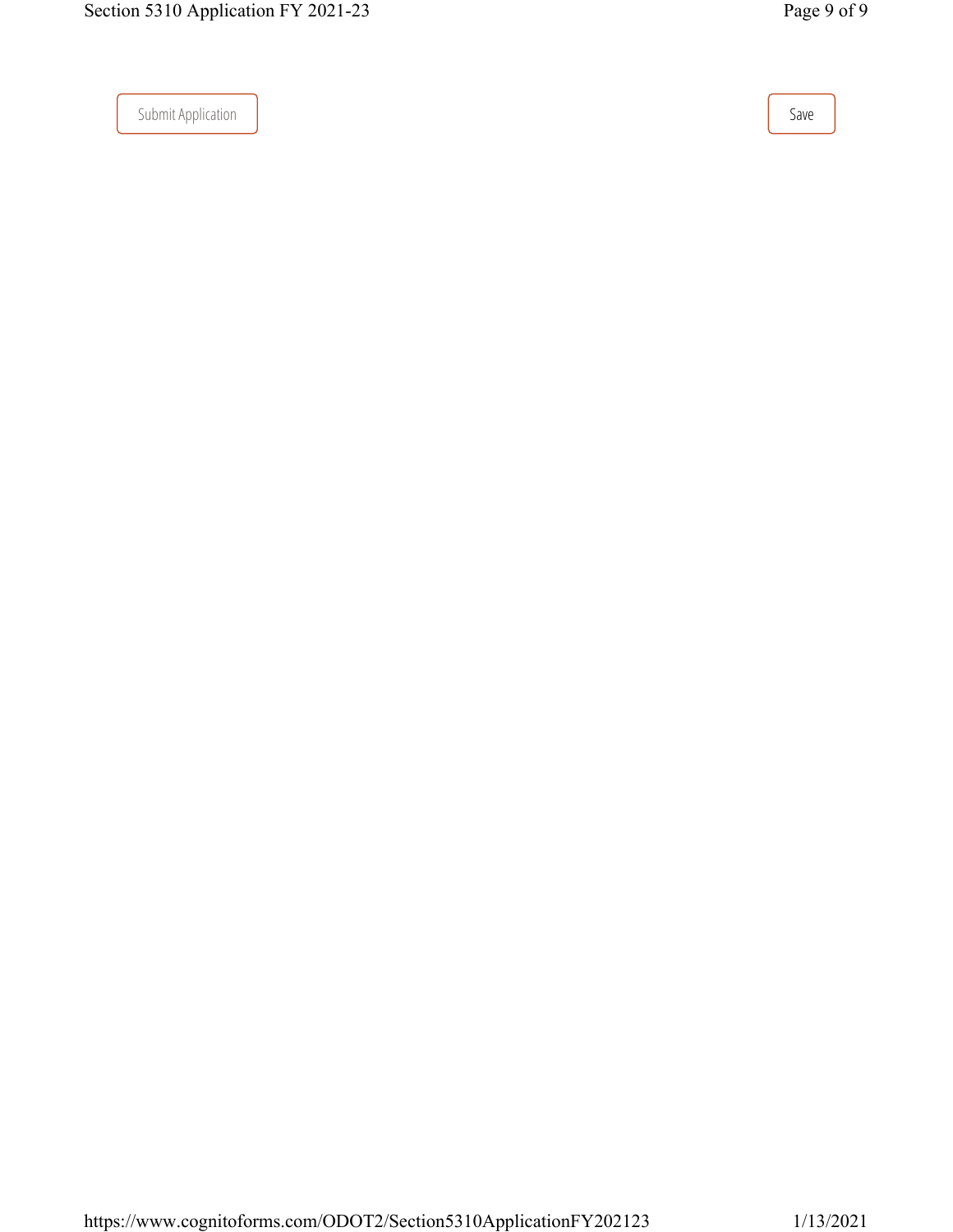Submit Application

Save